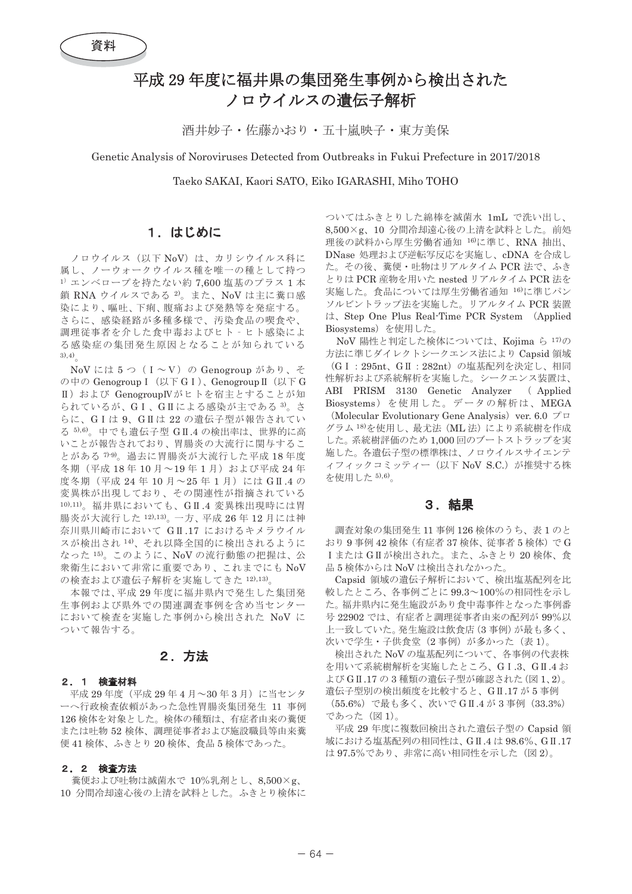資料

# 平成 29 年度に福井県の集団発生事例から検出されたノロウイルスの遺伝子解析

酒井妙子・佐藤かおり・五十嵐映子・東方美保

Genetic Analysis of Noroviruses Detected from Outbreaks in Fukui Prefecture in 2017/2018

Taeko SAKAI, Kaori SATO, Eiko IGARASHI, Miho TOHO

## 1．はじめに

ノロウイルス（以下 NoV）は、カリシウイルス科に属し、ノーウォークウイルス種を唯一の種として持つ[1]エンベロープを持たない約 7,600 塩基のプラス 1 本鎖 RNA ウイルスである[2]。また、NoV は主に糞口感染により、嘔吐、下痢、腹痛および発熱等を発症する。さらに、感染経路が多種多様で、汚染食品の喫食や、調理従事者を介した食中毒およびヒト‐ヒト感染による感染症の集団発生原因となることが知られている[3),4)]。

NoV には 5 つ（Ⅰ～Ⅴ）の Genogroup があり、その中の GenogroupⅠ（以下 GⅠ）、GenogroupⅡ（以下 GⅡ）および GenogroupⅣがヒトを宿主とすることが知られているが、GⅠ、GⅡによる感染が主である[3]。さらに、GⅠは 9、GⅡは 22 の遺伝子型が報告されている[5),6)]。中でも遺伝子型 GⅡ.4 の検出率は、世界的に高いことが報告されており、胃腸炎の大流行に関与することがある[7)-9)]。過去に胃腸炎が大流行した平成 18 年度冬期（平成 18 年 10 月～19 年 1 月）および平成 24 年度冬期（平成 24 年 10 月～25 年 1 月）には GⅡ.4 の変異株が出現しており、その関連性が指摘されている[10),11)]。福井県においても、GⅡ.4 変異株出現時には胃腸炎が大流行した[12),13)]。一方、平成 26 年 12 月には神奈川県川崎市において GⅡ.17 におけるキメラウイルスが検出され[14]、それ以降全国的に検出されるようになった[15]。このように、NoV の流行動態の把握は、公衆衛生において非常に重要であり、これまでにも NoV の検査および遺伝子解析を実施してきた[12),13)]。

本報では、平成 29 年度に福井県内で発生した集団発生事例および県外での関連調査事例を含め当センターにおいて検査を実施した事例から検出された NoV について報告する。

## 2．方法

### 2．1　検査材料

平成 29 年度（平成 29 年 4 月～30 年 3 月）に当センターへ行政検査依頼があった急性胃腸炎集団発生 11 事例 126 検体を対象とした。検体の種類は、有症者由来の糞便または吐物 52 検体、調理従事者および施設職員等由来糞便 41 検体、ふきとり 20 検体、食品 5 検体であった。

### 2．2　検査方法

糞便および吐物は滅菌水で 10%乳剤とし、8,500×g、10 分間冷却遠心後の上清を試料とした。ふきとり検体についてはふきとりした綿棒を滅菌水 1mL で洗い出し、8,500×g、10 分間冷却遠心後の上清を試料とした。前処理後の試料から厚生労働省通知[16]に準じ、RNA 抽出、DNase 処理および逆転写反応を実施し、cDNA を合成した。その後、糞便・吐物はリアルタイム PCR 法で、ふきとりは PCR 産物を用いた nested リアルタイム PCR 法を実施した。食品については厚生労働省通知[16]に準じパンソルビントラップ法を実施した。リアルタイム PCR 装置は、Step One Plus Real-Time PCR System （Applied Biosystems）を使用した。

NoV 陽性と判定した検体については、Kojima ら[17]の方法に準じダイレクトシークエンス法により Capsid 領域（GⅠ：295nt、GⅡ：282nt）の塩基配列を決定し、相同性解析および系統解析を実施した。シークエンス装置は、ABI PRISM 3130 Genetic Analyzer （Applied Biosystems）を使用した。データの解析は、MEGA（Molecular Evolutionary Gene Analysis）ver. 6.0 プログラム[18]を使用し、最尤法（ML 法）により系統樹を作成した。系統樹評価のため 1,000 回のブートストラップを実施した。各遺伝子型の標準株は、ノロウイルスサイエンティフィックコミッティー（以下 NoV S.C.）が推奨する株を使用した[5),6)]。

## 3．結果

調査対象の集団発生 11 事例 126 検体のうち、表 1 のとおり 9 事例 42 検体（有症者 37 検体、従事者 5 検体）で GⅠまたは GⅡが検出された。また、ふきとり 20 検体、食品 5 検体からは NoV は検出されなかった。

Capsid 領域の遺伝子解析において、検出塩基配列を比較したところ、各事例ごとに 99.3～100%の相同性を示した。福井県内に発生施設があり食中毒事件となった事例番号 22902 では、有症者と調理従事者由来の配列が 99%以上一致していた。発生施設は飲食店（3 事例）が最も多く、次いで学生・子供食堂（2 事例）が多かった（表 1）。

検出された NoV の塩基配列について、各事例の代表株を用いて系統樹解析を実施したところ、GⅠ.3、GⅡ.4 および GⅡ.17 の 3 種類の遺伝子型が確認された（図 1、2）。遺伝子型別の検出頻度を比較すると、GⅡ.17 が 5 事例（55.6%）で最も多く、次いで GⅡ.4 が 3 事例（33.3%）であった（図 1）。

平成 29 年度に複数回検出された遺伝子型の Capsid 領域における塩基配列の相同性は、GⅡ.4 は 98.6%、GⅡ.17 は 97.5%であり、非常に高い相同性を示した（図 2）。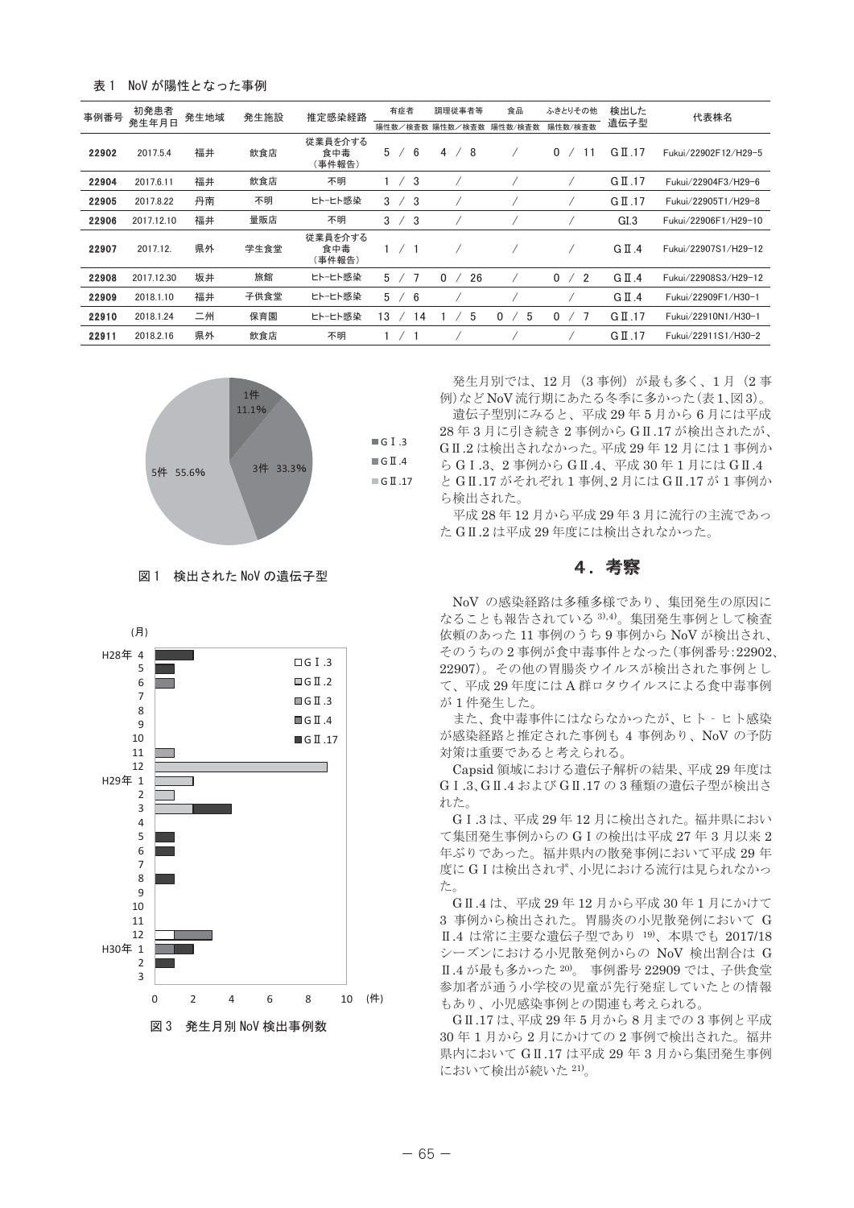表1 NoV が陽性となった事例

| 事例番号 | 初発患者発生年月日 | 発生地域 | 発生施設 | 推定感染経路 | 有症者 | 調理従事者等 | 食品 | ふきとりその他 | 検出した遺伝子型 | 代表株名 |
|---|---|---|---|---|---|---|---|---|---|---|
| | | | | | 陽性数/検査数 | 陽性数/検査数 | 陽性数/検査数 | 陽性数/検査数 | | |
| 22902 | 2017.5.4 | 福井 | 飲食店 | 従業員を介する食中毒（事件報告） | 5 / 6 | 4 / 8 | / | 0 / 11 | GⅡ.17 | Fukui/22902F12/H29-5 |
| 22904 | 2017.6.11 | 福井 | 飲食店 | 不明 | 1 / 3 | / | / | / | GⅡ.17 | Fukui/22904F3/H29-6 |
| 22905 | 2017.8.22 | 丹南 | 不明 | ヒト-ヒト感染 | 3 / 3 | / | / | / | GⅡ.17 | Fukui/22905T1/H29-8 |
| 22906 | 2017.12.10 | 福井 | 量販店 | 不明 | 3 / 3 | / | / | / | GI.3 | Fukui/22906F1/H29-10 |
| 22907 | 2017.12. | 県外 | 学生食堂 | 従業員を介する食中毒（事件報告） | 1 / 1 | / | / | / | GⅡ.4 | Fukui/22907S1/H29-12 |
| 22908 | 2017.12.30 | 坂井 | 旅館 | ヒト-ヒト感染 | 5 / 7 | 0 / 26 | / | 0 / 2 | GⅡ.4 | Fukui/22908S3/H29-12 |
| 22909 | 2018.1.10 | 福井 | 子供食堂 | ヒト-ヒト感染 | 5 / 6 | / | / | / | GⅡ.4 | Fukui/22909F1/H30-1 |
| 22910 | 2018.1.24 | 二州 | 保育園 | ヒト-ヒト感染 | 13 / 14 | 1 / 5 | 0 / 5 | 0 / 7 | GⅡ.17 | Fukui/22910N1/H30-1 |
| 22911 | 2018.2.16 | 県外 | 飲食店 | 不明 | 1 / 1 | / | / | / | GⅡ.17 | Fukui/22911S1/H30-2 |

図1 検出された NoV の遺伝子型

図3 発生月別 NoV 検出事例数

発生月別では、12 月（3 事例）が最も多く、1 月（2 事例）など NoV 流行期にあたる冬季に多かった（表 1、図 3）。

遺伝子型別にみると、平成 29 年 5 月から 6 月には平成 28 年 3 月に引き続き 2 事例から GⅡ.17 が検出されたが、GⅡ.2 は検出されなかった。平成 29 年 12 月には 1 事例から GⅠ.3、2 事例から GⅡ.4、平成 30 年 1 月には GⅡ.4 と GⅡ.17 がそれぞれ 1 事例、2 月には GⅡ.17 が 1 事例から検出された。

平成 28 年 12 月から平成 29 年 3 月に流行の主流であった GⅡ.2 は平成 29 年度には検出されなかった。

## 4．考察

NoV の感染経路は多種多様であり、集団発生の原因になることも報告されている[3),4)]。集団発生事例として検査依頼のあった 11 事例のうち 9 事例から NoV が検出され、そのうちの 2 事例が食中毒事件となった（事例番号：22902、22907）。その他の胃腸炎ウイルスが検出された事例として、平成 29 年度には A 群ロタウイルスによる食中毒事例が 1 件発生した。

また、食中毒事件にはならなかったが、ヒト‐ヒト感染が感染経路と推定された事例も 4 事例あり、NoV の予防対策は重要であると考えられる。

Capsid 領域における遺伝子解析の結果、平成 29 年度は GⅠ.3、GⅡ.4 および GⅡ.17 の 3 種類の遺伝子型が検出された。

GⅠ.3 は、平成 29 年 12 月に検出された。福井県において集団発生事例からの GⅠの検出は平成 27 年 3 月以来 2 年ぶりであった。福井県内の散発事例において平成 29 年度に GⅠは検出されず、小児における流行は見られなかった。

GⅡ.4 は、平成 29 年 12 月から平成 30 年 1 月にかけて 3 事例から検出された。胃腸炎の小児散発例において GⅡ.4 は常に主要な遺伝子型であり[19)]、本県でも 2017/18 シーズンにおける小児散発例からの NoV 検出割合は GⅡ.4 が最も多かった[20)]。事例番号 22909 では、子供食堂参加者が通う小学校の児童が先行発症していたとの情報もあり、小児感染事例との関連も考えられる。

GⅡ.17 は、平成 29 年 5 月から 8 月までの 3 事例と平成 30 年 1 月から 2 月にかけての 2 事例で検出された。福井県内において GⅡ.17 は平成 29 年 3 月から集団発生事例において検出が続いた[21)]。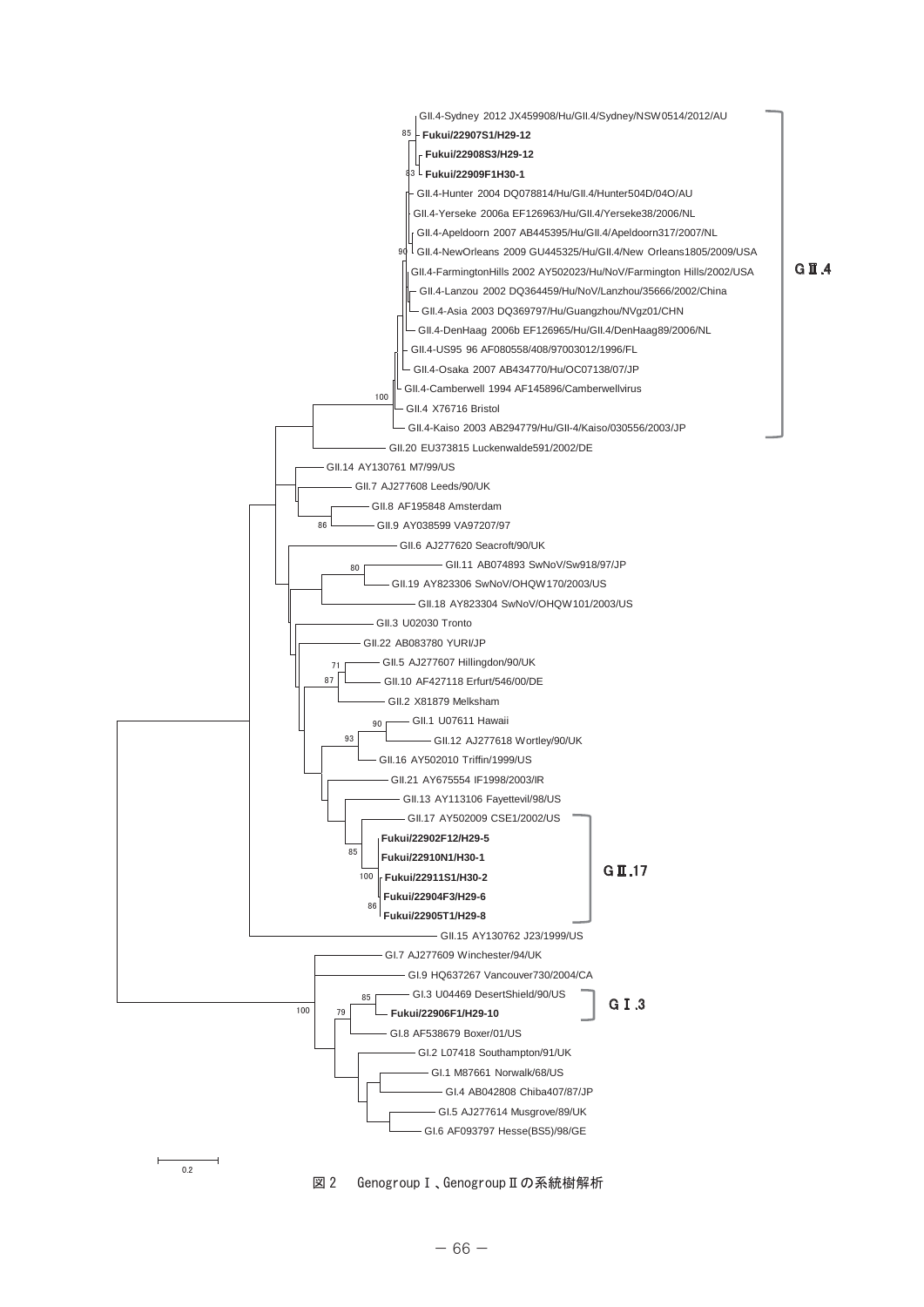GII.4-Sydney 2012 JX459908/Hu/GII.4/Sydney/NSW0514/2012/AU
85 **Fukui/22907S1/H29-12**
**Fukui/22908S3/H29-12**
83 **Fukui/22909F1H30-1**
GII.4-Hunter 2004 DQ078814/Hu/GII.4/Hunter504D/04O/AU
GII.4-Yerseke 2006a EF126963/Hu/GII.4/Yerseke38/2006/NL
GII.4-Apeldoorn 2007 AB445395/Hu/GII.4/Apeldoorn317/2007/NL
90 GII.4-NewOrleans 2009 GU445325/Hu/GII.4/New Orleans1805/2009/USA
GII.4-FarmingtonHills 2002 AY502023/Hu/NoV/Farmington Hills/2002/USA
GII.4-Lanzou 2002 DQ364459/Hu/NoV/Lanzhou/35666/2002/China
GII.4-Asia 2003 DQ369797/Hu/Guangzhou/NVgz01/CHN
GII.4-DenHaag 2006b EF126965/Hu/GII.4/DenHaag89/2006/NL
GII.4-US95 96 AF080558/408/97003012/1996/FL
GII.4-Osaka 2007 AB434770/Hu/OC07138/07/JP
GII.4-Camberwell 1994 AF145896/Camberwellvirus
100 GII.4 X76716 Bristol
GII.4-Kaiso 2003 AB294779/Hu/GII-4/Kaiso/030556/2003/JP

GⅡ.4

GII.20 EU373815 Luckenwalde591/2002/DE
GII.14 AY130761 M7/99/US
GII.7 AJ277608 Leeds/90/UK
GII.8 AF195848 Amsterdam
86 GII.9 AY038599 VA97207/97
GII.6 AJ277620 Seacroft/90/UK
80 GII.11 AB074893 SwNoV/Sw918/97/JP
GII.19 AY823306 SwNoV/OHQW170/2003/US
GII.18 AY823304 SwNoV/OHQW101/2003/US
GII.3 U02030 Tronto
GII.22 AB083780 YURI/JP
71 GII.5 AJ277607 Hillingdon/90/UK
87 GII.10 AF427118 Erfurt/546/00/DE
GII.2 X81879 Melksham
90 GII.1 U07611 Hawaii
93 GII.12 AJ277618 Wortley/90/UK
GII.16 AY502010 Triffin/1999/US
GII.21 AY675554 IF1998/2003/IR
GII.13 AY113106 Fayettevil/98/US
GII.17 AY502009 CSE1/2002/US
**Fukui/22902F12/H29-5**
85 **Fukui/22910N1/H30-1**
100 **Fukui/22911S1/H30-2**
**Fukui/22904F3/H29-6**
86 **Fukui/22905T1/H29-8**

GⅡ.17

GII.15 AY130762 J23/1999/US
GI.7 AJ277609 Winchester/94/UK
GI.9 HQ637267 Vancouver730/2004/CA
85 GI.3 U04469 DesertShield/90/US
100 79 **Fukui/22906F1/H29-10**

GⅠ.3

GI.8 AF538679 Boxer/01/US
GI.2 L07418 Southampton/91/UK
GI.1 M87661 Norwalk/68/US
GI.4 AB042808 Chiba407/87/JP
GI.5 AJ277614 Musgrove/89/UK
GI.6 AF093797 Hesse(BS5)/98/GE

0.2

図２　GenogroupⅠ、GenogroupⅡの系統樹解析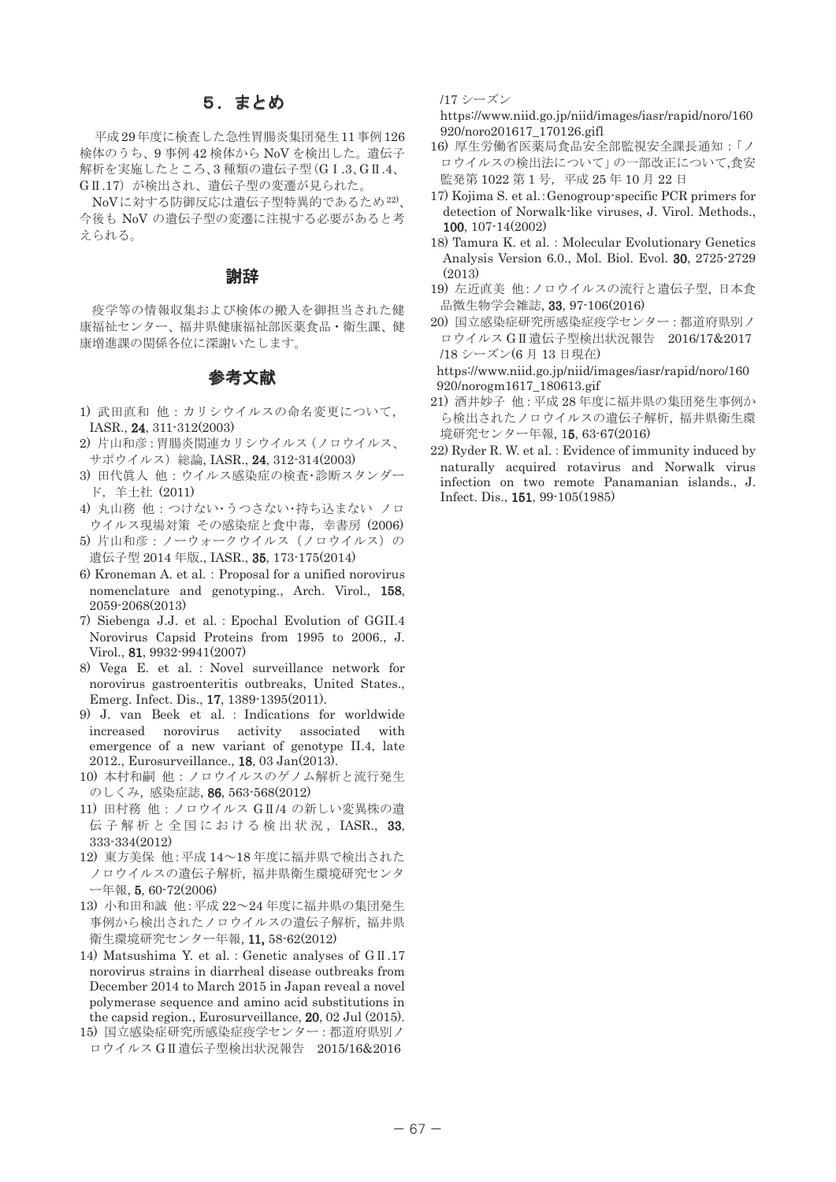## 5．まとめ

平成29年度に検査した急性胃腸炎集団発生11事例126検体のうち、9事例42検体からNoVを検出した。遺伝子解析を実施したところ、3種類の遺伝子型（GⅠ.3、GⅡ.4、GⅡ.17）が検出され、遺伝子型の変遷が見られた。

NoVに対する防御反応は遺伝子型特異的であるため[22]、今後もNoVの遺伝子型の変遷に注視する必要があると考えられる。

## 謝辞

疫学等の情報収集および検体の搬入を御担当された健康福祉センター、福井県健康福祉部医薬食品・衛生課、健康増進課の関係各位に深謝いたします。

## 参考文献

1) 武田直和 他：カリシウイルスの命名変更について，IASR., **24**, 311-312(2003)
2) 片山和彦：胃腸炎関連カリシウイルス（ノロウイルス、サポウイルス）総論, IASR., **24**, 312-314(2003)
3) 田代眞人 他：ウイルス感染症の検査・診断スタンダード，羊土社（2011)
4) 丸山務 他：つけない・うつさない・持ち込まない ノロウイルス現場対策 その感染症と食中毒，幸書房（2006)
5) 片山和彦：ノーウォークウイルス（ノロウイルス）の遺伝子型2014年版., IASR., **35**, 173-175(2014)
6) Kroneman A. et al.：Proposal for a unified norovirus nomenclature and genotyping., Arch. Virol., **158**, 2059-2068(2013)
7) Siebenga J.J. et al.：Epochal Evolution of GGII.4 Norovirus Capsid Proteins from 1995 to 2006., J. Virol., **81**, 9932-9941(2007)
8) Vega E. et al.：Novel surveillance network for norovirus gastroenteritis outbreaks, United States., Emerg. Infect. Dis., **17**, 1389-1395(2011).
9) J. van Beek et al.：Indications for worldwide increased norovirus activity associated with emergence of a new variant of genotype II.4, late 2012., Eurosurveillance., **18**, 03 Jan(2013).
10) 本村和嗣 他：ノロウイルスのゲノム解析と流行発生のしくみ，感染症誌, **86**, 563-568(2012)
11) 田村務 他：ノロウイルス GⅡ/4 の新しい変異株の遺伝子解析と全国における検出状況，IASR., **33**, 333-334(2012)
12) 東方美保 他：平成14～18年度に福井県で検出されたノロウイルスの遺伝子解析，福井県衛生環境研究センター年報, **5**, 60-72(2006)
13) 小和田和誠 他：平成22～24年度に福井県の集団発生事例から検出されたノロウイルスの遺伝子解析，福井県衛生環境研究センター年報, **11,** 58-62(2012)
14) Matsushima Y. et al.：Genetic analyses of GⅡ.17 norovirus strains in diarrheal disease outbreaks from December 2014 to March 2015 in Japan reveal a novel polymerase sequence and amino acid substitutions in the capsid region., Eurosurveillance, **20**, 02 Jul (2015).
15) 国立感染症研究所感染症疫学センター：都道府県別ノロウイルス GⅡ遺伝子型検出状況報告 2015/16&2016/17 シーズン
https://www.niid.go.jp/niid/images/iasr/rapid/noro/160920/noro201617_170126.gifl
16) 厚生労働省医薬局食品安全部監視安全課長通知：「ノロウイルスの検出法について」の一部改正について,食安監発第1022第1号，平成25年10月22日
17) Kojima S. et al.：Genogroup-specific PCR primers for detection of Norwalk-like viruses, J. Virol. Methods., **100**, 107-14(2002)
18) Tamura K. et al.：Molecular Evolutionary Genetics Analysis Version 6.0., Mol. Biol. Evol. **30**, 2725-2729 (2013)
19) 左近直美 他：ノロウイルスの流行と遺伝子型，日本食品微生物学会雑誌, **33**, 97-106(2016)
20) 国立感染症研究所感染症疫学センター：都道府県別ノロウイルス GⅡ遺伝子型検出状況報告 2016/17&2017/18 シーズン(6月13日現在)
https://www.niid.go.jp/niid/images/iasr/rapid/noro/160920/norogm1617_180613.gif
21) 酒井妙子 他：平成28年度に福井県の集団発生事例から検出されたノロウイルスの遺伝子解析，福井県衛生環境研究センター年報, **15**, 63-67(2016)
22) Ryder R. W. et al.：Evidence of immunity induced by naturally acquired rotavirus and Norwalk virus infection on two remote Panamanian islands., J. Infect. Dis., **151**, 99-105(1985)